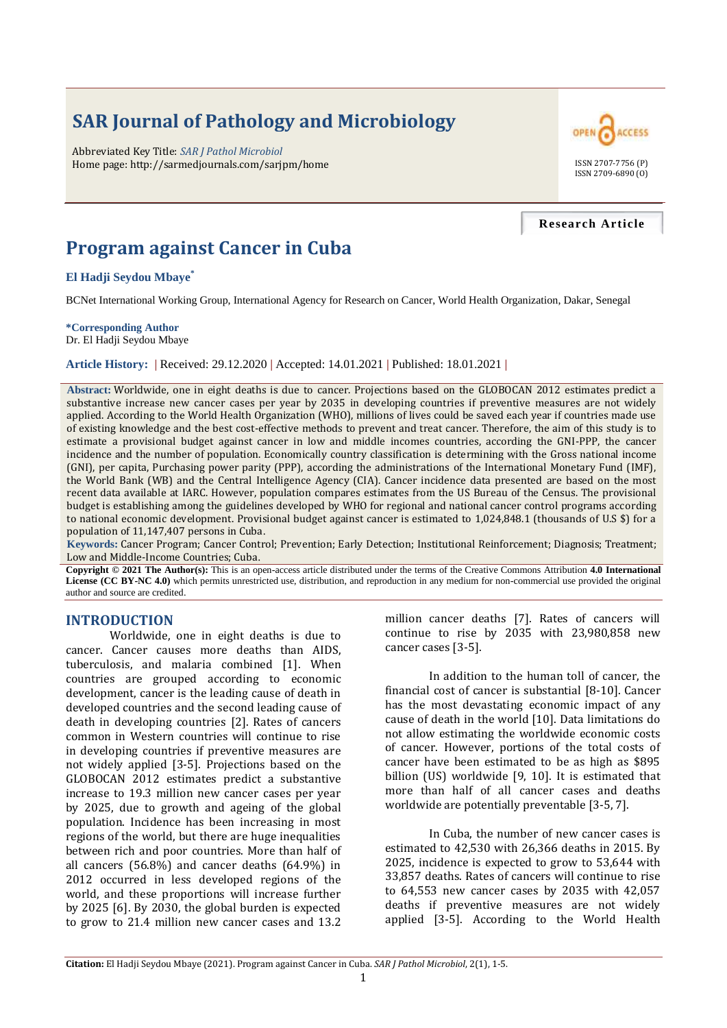# SAR Journal of Pathology and Microbiology

Abbreviated Key Title: *SAR J Pathol Microbiol*
Home page: http://sarmedjournals.com/sarjpm/home

ISSN 2707-7756 (P)
ISSN 2709-6890 (O)

**Research Article**

# Program against Cancer in Cuba

**El Hadji Seydou Mbaye***

BCNet International Working Group, International Agency for Research on Cancer, World Health Organization, Dakar, Senegal

**\*Corresponding Author**
Dr. El Hadji Seydou Mbaye

**Article History:** | Received: 29.12.2020 | Accepted: 14.01.2021 | Published: 18.01.2021 |

**Abstract:** Worldwide, one in eight deaths is due to cancer. Projections based on the GLOBOCAN 2012 estimates predict a substantive increase new cancer cases per year by 2035 in developing countries if preventive measures are not widely applied. According to the World Health Organization (WHO), millions of lives could be saved each year if countries made use of existing knowledge and the best cost-effective methods to prevent and treat cancer. Therefore, the aim of this study is to estimate a provisional budget against cancer in low and middle incomes countries, according the GNI-PPP, the cancer incidence and the number of population. Economically country classification is determining with the Gross national income (GNI), per capita, Purchasing power parity (PPP), according the administrations of the International Monetary Fund (IMF), the World Bank (WB) and the Central Intelligence Agency (CIA). Cancer incidence data presented are based on the most recent data available at IARC. However, population compares estimates from the US Bureau of the Census. The provisional budget is establishing among the guidelines developed by WHO for regional and national cancer control programs according to national economic development. Provisional budget against cancer is estimated to 1,024,848.1 (thousands of U.S $) for a population of 11,147,407 persons in Cuba.

**Keywords:** Cancer Program; Cancer Control; Prevention; Early Detection; Institutional Reinforcement; Diagnosis; Treatment; Low and Middle-Income Countries; Cuba.

**Copyright © 2021 The Author(s):** This is an open-access article distributed under the terms of the Creative Commons Attribution **4.0 International License (CC BY-NC 4.0)** which permits unrestricted use, distribution, and reproduction in any medium for non-commercial use provided the original author and source are credited.

## INTRODUCTION

Worldwide, one in eight deaths is due to cancer. Cancer causes more deaths than AIDS, tuberculosis, and malaria combined [1]. When countries are grouped according to economic development, cancer is the leading cause of death in developed countries and the second leading cause of death in developing countries [2]. Rates of cancers common in Western countries will continue to rise in developing countries if preventive measures are not widely applied [3-5]. Projections based on the GLOBOCAN 2012 estimates predict a substantive increase to 19.3 million new cancer cases per year by 2025, due to growth and ageing of the global population. Incidence has been increasing in most regions of the world, but there are huge inequalities between rich and poor countries. More than half of all cancers (56.8%) and cancer deaths (64.9%) in 2012 occurred in less developed regions of the world, and these proportions will increase further by 2025 [6]. By 2030, the global burden is expected to grow to 21.4 million new cancer cases and 13.2 million cancer deaths [7]. Rates of cancers will continue to rise by 2035 with 23,980,858 new cancer cases [3-5].

In addition to the human toll of cancer, the financial cost of cancer is substantial [8-10]. Cancer has the most devastating economic impact of any cause of death in the world [10]. Data limitations do not allow estimating the worldwide economic costs of cancer. However, portions of the total costs of cancer have been estimated to be as high as $895 billion (US) worldwide [9, 10]. It is estimated that more than half of all cancer cases and deaths worldwide are potentially preventable [3-5, 7].

In Cuba, the number of new cancer cases is estimated to 42,530 with 26,366 deaths in 2015. By 2025, incidence is expected to grow to 53,644 with 33,857 deaths. Rates of cancers will continue to rise to 64,553 new cancer cases by 2035 with 42,057 deaths if preventive measures are not widely applied [3-5]. According to the World Health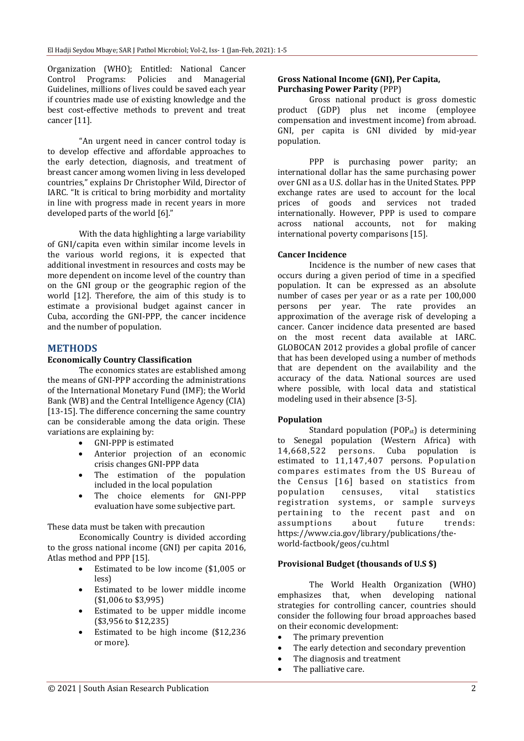Organization (WHO); Entitled: National Cancer Control Programs: Policies and Managerial Guidelines, millions of lives could be saved each year if countries made use of existing knowledge and the best cost-effective methods to prevent and treat cancer [11].

"An urgent need in cancer control today is to develop effective and affordable approaches to the early detection, diagnosis, and treatment of breast cancer among women living in less developed countries," explains Dr Christopher Wild, Director of IARC. "It is critical to bring morbidity and mortality in line with progress made in recent years in more developed parts of the world [6]."

With the data highlighting a large variability of GNI/capita even within similar income levels in the various world regions, it is expected that additional investment in resources and costs may be more dependent on income level of the country than on the GNI group or the geographic region of the world [12]. Therefore, the aim of this study is to estimate a provisional budget against cancer in Cuba, according the GNI-PPP, the cancer incidence and the number of population.

## METHODS

### Economically Country Classification

The economics states are established among the means of GNI-PPP according the administrations of the International Monetary Fund (IMF); the World Bank (WB) and the Central Intelligence Agency (CIA) [13-15]. The difference concerning the same country can be considerable among the data origin. These variations are explaining by:

- GNI-PPP is estimated
- Anterior projection of an economic crisis changes GNI-PPP data
- The estimation of the population included in the local population
- The choice elements for GNI-PPP evaluation have some subjective part.

These data must be taken with precaution

Economically Country is divided according to the gross national income (GNI) per capita 2016, Atlas method and PPP [15].

- Estimated to be low income ($1,005 or less)
- Estimated to be lower middle income ($1,006 to $3,995)
- Estimated to be upper middle income ($3,956 to $12,235)
- Estimated to be high income ($12,236 or more).

### Gross National Income (GNI), Per Capita, Purchasing Power Parity (PPP)

Gross national product is gross domestic product (GDP) plus net income (employee compensation and investment income) from abroad. GNI, per capita is GNI divided by mid-year population.

PPP is purchasing power parity; an international dollar has the same purchasing power over GNI as a U.S. dollar has in the United States. PPP exchange rates are used to account for the local prices of goods and services not traded internationally. However, PPP is used to compare across national accounts, not for making international poverty comparisons [15].

### Cancer Incidence

Incidence is the number of new cases that occurs during a given period of time in a specified population. It can be expressed as an absolute number of cases per year or as a rate per 100,000 persons per year. The rate provides an approximation of the average risk of developing a cancer. Cancer incidence data presented are based on the most recent data available at IARC. GLOBOCAN 2012 provides a global profile of cancer that has been developed using a number of methods that are dependent on the availability and the accuracy of the data. National sources are used where possible, with local data and statistical modeling used in their absence [3-5].

### Population

Standard population ($POP_{st}$) is determining to Senegal population (Western Africa) with 14,668,522 persons. Cuba population is estimated to 11,147,407 persons. Population compares estimates from the US Bureau of the Census [16] based on statistics from population censuses, vital statistics registration systems, or sample surveys pertaining to the recent past and on assumptions about future trends: https://www.cia.gov/library/publications/the-world-factbook/geos/cu.html

### Provisional Budget (thousands of U.S $)

The World Health Organization (WHO) emphasizes that, when developing national strategies for controlling cancer, countries should consider the following four broad approaches based on their economic development:

- The primary prevention
- The early detection and secondary prevention
- The diagnosis and treatment
- The palliative care.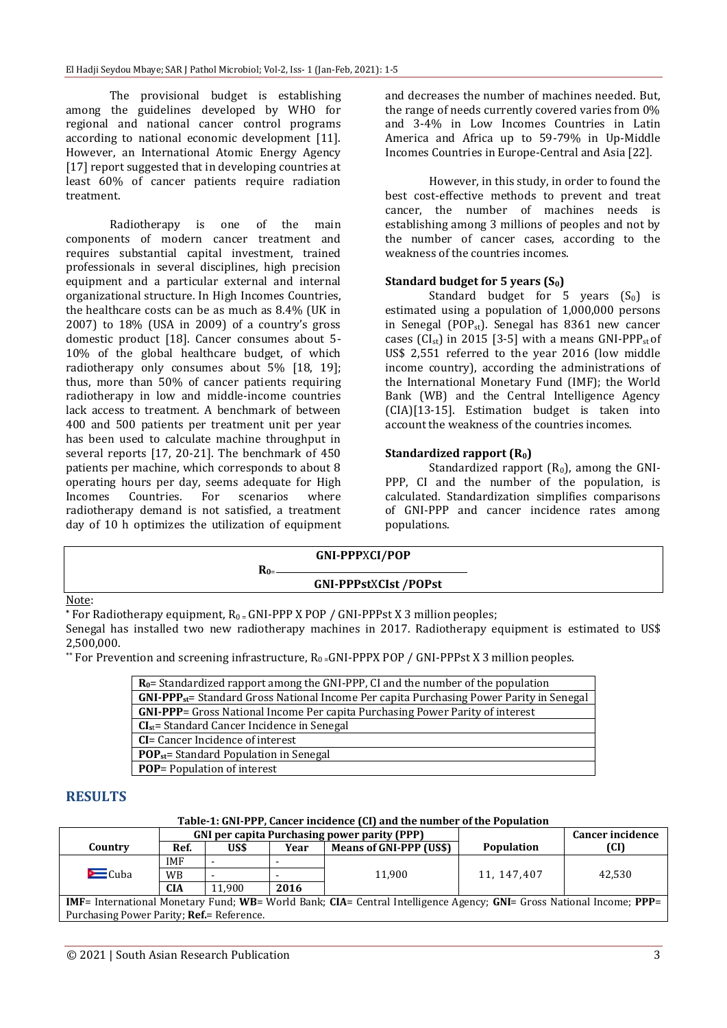The provisional budget is establishing among the guidelines developed by WHO for regional and national cancer control programs according to national economic development [11]. However, an International Atomic Energy Agency [17] report suggested that in developing countries at least 60% of cancer patients require radiation treatment.

Radiotherapy is one of the main components of modern cancer treatment and requires substantial capital investment, trained professionals in several disciplines, high precision equipment and a particular external and internal organizational structure. In High Incomes Countries, the healthcare costs can be as much as 8.4% (UK in 2007) to 18% (USA in 2009) of a country's gross domestic product [18]. Cancer consumes about 5-10% of the global healthcare budget, of which radiotherapy only consumes about 5% [18, 19]; thus, more than 50% of cancer patients requiring radiotherapy in low and middle-income countries lack access to treatment. A benchmark of between 400 and 500 patients per treatment unit per year has been used to calculate machine throughput in several reports [17, 20-21]. The benchmark of 450 patients per machine, which corresponds to about 8 operating hours per day, seems adequate for High Incomes Countries. For scenarios where radiotherapy demand is not satisfied, a treatment day of 10 h optimizes the utilization of equipment and decreases the number of machines needed. But, the range of needs currently covered varies from 0% and 3-4% in Low Incomes Countries in Latin America and Africa up to 59-79% in Up-Middle Incomes Countries in Europe-Central and Asia [22].

However, in this study, in order to found the best cost-effective methods to prevent and treat cancer, the number of machines needs is establishing among 3 millions of peoples and not by the number of cancer cases, according to the weakness of the countries incomes.

#### Standard budget for 5 years ($S_0$)

Standard budget for 5 years ($S_0$) is estimated using a population of 1,000,000 persons in Senegal ($POP_{st}$). Senegal has 8361 new cancer cases ($CI_{st}$) in 2015 [3-5] with a means GNI-$PPP_{st}$ of US$ 2,551 referred to the year 2016 (low middle income country), according the administrations of the International Monetary Fund (IMF); the World Bank (WB) and the Central Intelligence Agency (CIA)[13-15]. Estimation budget is taken into account the weakness of the countries incomes.

#### Standardized rapport ($R_0$)

Standardized rapport ($R_0$), among the GNI-PPP, CI and the number of the population, is calculated. Standardization simplifies comparisons of GNI-PPP and cancer incidence rates among populations.

$$R_0 = \frac{\text{GNI-PPP} \times CI / POP}{\text{GNI-PPPst} \times CIst / POPst}$$

Note:

* For Radiotherapy equipment, $R_0$ = GNI-PPP X POP / GNI-PPPst X 3 million peoples;

Senegal has installed two new radiotherapy machines in 2017. Radiotherapy equipment is estimated to US$ 2,500,000.

** For Prevention and screening infrastructure, $R_0$ =GNI-PPPX POP / GNI-PPPst X 3 million peoples.

| |
|---|
| **$R_0$**= Standardized rapport among the GNI-PPP, CI and the number of the population |
| **GNI-$PPP_{st}$**= Standard Gross National Income Per capita Purchasing Power Parity in Senegal |
| **GNI-PPP**= Gross National Income Per capita Purchasing Power Parity of interest |
| **$CI_{st}$**= Standard Cancer Incidence in Senegal |
| **CI**= Cancer Incidence of interest |
| **$POP_{st}$**= Standard Population in Senegal |
| **POP**= Population of interest |

## RESULTS

**Table-1: GNI-PPP, Cancer incidence (CI) and the number of the Population**

| Country | GNI per capita Purchasing power parity (PPP) | | | | Population | Cancer incidence (CI) |
|---|---|---|---|---|---|---|
| | Ref. | US$ | Year | Means of GNI-PPP (US$) | | |
| Cuba | IMF | - | - | 11,900 | 11, 147,407 | 42,530 |
| | WB | - | - | | | |
| | **CIA** | 11,900 | **2016** | | | |

**IMF**= International Monetary Fund; **WB**= World Bank; **CIA**= Central Intelligence Agency; **GNI**= Gross National Income; **PPP**= Purchasing Power Parity; **Ref.**= Reference.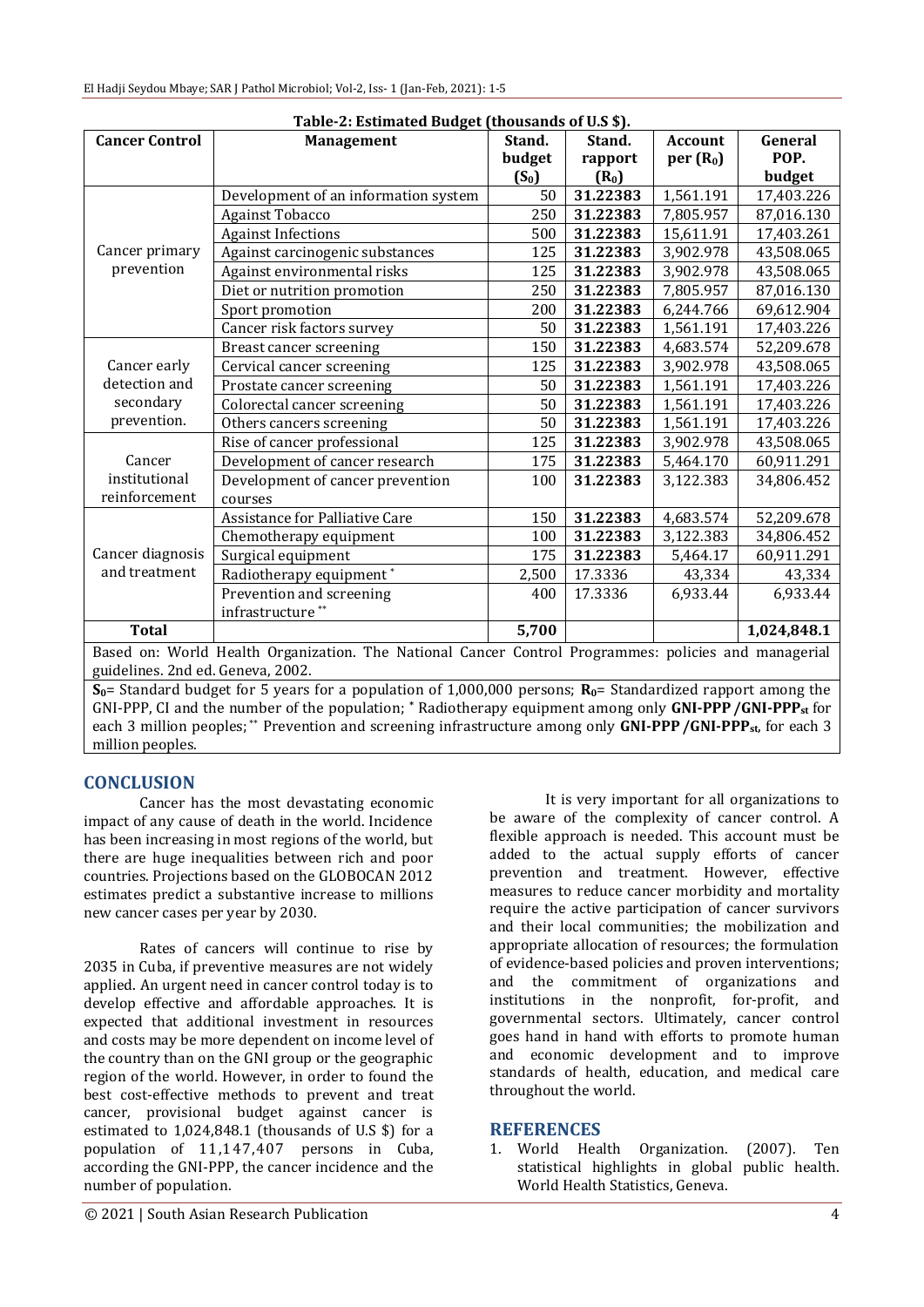**Table-2: Estimated Budget (thousands of U.S $).**

| Cancer Control | Management | Stand. budget ($S_0$) | Stand. rapport ($R_0$) | Account per ($R_0$) | General POP. budget |
|---|---|---|---|---|---|
| Cancer primary prevention | Development of an information system | 50 | **31.22383** | 1,561.191 | 17,403.226 |
| | Against Tobacco | 250 | **31.22383** | 7,805.957 | 87,016.130 |
| | Against Infections | 500 | **31.22383** | 15,611.91 | 17,403.261 |
| | Against carcinogenic substances | 125 | **31.22383** | 3,902.978 | 43,508.065 |
| | Against environmental risks | 125 | **31.22383** | 3,902.978 | 43,508.065 |
| | Diet or nutrition promotion | 250 | **31.22383** | 7,805.957 | 87,016.130 |
| | Sport promotion | 200 | **31.22383** | 6,244.766 | 69,612.904 |
| | Cancer risk factors survey | 50 | **31.22383** | 1,561.191 | 17,403.226 |
| Cancer early detection and secondary prevention. | Breast cancer screening | 150 | **31.22383** | 4,683.574 | 52,209.678 |
| | Cervical cancer screening | 125 | **31.22383** | 3,902.978 | 43,508.065 |
| | Prostate cancer screening | 50 | **31.22383** | 1,561.191 | 17,403.226 |
| | Colorectal cancer screening | 50 | **31.22383** | 1,561.191 | 17,403.226 |
| | Others cancers screening | 50 | **31.22383** | 1,561.191 | 17,403.226 |
| Cancer institutional reinforcement | Rise of cancer professional | 125 | **31.22383** | 3,902.978 | 43,508.065 |
| | Development of cancer research | 175 | **31.22383** | 5,464.170 | 60,911.291 |
| | Development of cancer prevention courses | 100 | **31.22383** | 3,122.383 | 34,806.452 |
| Cancer diagnosis and treatment | Assistance for Palliative Care | 150 | **31.22383** | 4,683.574 | 52,209.678 |
| | Chemotherapy equipment | 100 | **31.22383** | 3,122.383 | 34,806.452 |
| | Surgical equipment | 175 | **31.22383** | 5,464.17 | 60,911.291 |
| | Radiotherapy equipment * | 2,500 | 17.3336 | 43,334 | 43,334 |
| | Prevention and screening infrastructure ** | 400 | 17.3336 | 6,933.44 | 6,933.44 |
| **Total** | | **5,700** | | | **1,024,848.1** |

Based on: World Health Organization. The National Cancer Control Programmes: policies and managerial guidelines. 2nd ed. Geneva, 2002.

**$S_0$**= Standard budget for 5 years for a population of 1,000,000 persons; **$R_0$**= Standardized rapport among the GNI-PPP, CI and the number of the population; * Radiotherapy equipment among only **GNI-PPP /GNI-PPP$_{st}$** for each 3 million peoples; ** Prevention and screening infrastructure among only **GNI-PPP /GNI-PPP$_{st}$**, for each 3 million peoples.

## CONCLUSION

Cancer has the most devastating economic impact of any cause of death in the world. Incidence has been increasing in most regions of the world, but there are huge inequalities between rich and poor countries. Projections based on the GLOBOCAN 2012 estimates predict a substantive increase to millions new cancer cases per year by 2030.

Rates of cancers will continue to rise by 2035 in Cuba, if preventive measures are not widely applied. An urgent need in cancer control today is to develop effective and affordable approaches. It is expected that additional investment in resources and costs may be more dependent on income level of the country than on the GNI group or the geographic region of the world. However, in order to found the best cost-effective methods to prevent and treat cancer, provisional budget against cancer is estimated to 1,024,848.1 (thousands of U.S $) for a population of 11,147,407 persons in Cuba, according the GNI-PPP, the cancer incidence and the number of population.

It is very important for all organizations to be aware of the complexity of cancer control. A flexible approach is needed. This account must be added to the actual supply efforts of cancer prevention and treatment. However, effective measures to reduce cancer morbidity and mortality require the active participation of cancer survivors and their local communities; the mobilization and appropriate allocation of resources; the formulation of evidence-based policies and proven interventions; and the commitment of organizations and institutions in the nonprofit, for-profit, and governmental sectors. Ultimately, cancer control goes hand in hand with efforts to promote human and economic development and to improve standards of health, education, and medical care throughout the world.

## REFERENCES

1. World Health Organization. (2007). Ten statistical highlights in global public health. World Health Statistics, Geneva.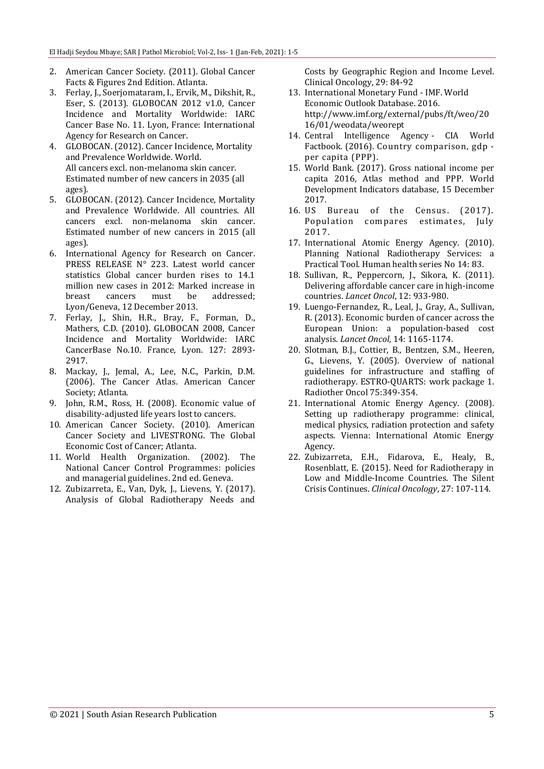2. American Cancer Society. (2011). Global Cancer Facts & Figures 2nd Edition. Atlanta.
3. Ferlay, J., Soerjomataram, I., Ervik, M., Dikshit, R., Eser, S. (2013). GLOBOCAN 2012 v1.0, Cancer Incidence and Mortality Worldwide: IARC Cancer Base No. 11. Lyon, France: International Agency for Research on Cancer.
4. GLOBOCAN. (2012). Cancer Incidence, Mortality and Prevalence Worldwide. World. All cancers excl. non-melanoma skin cancer. Estimated number of new cancers in 2035 (all ages).
5. GLOBOCAN. (2012). Cancer Incidence, Mortality and Prevalence Worldwide. All countries. All cancers excl. non-melanoma skin cancer. Estimated number of new cancers in 2015 (all ages).
6. International Agency for Research on Cancer. PRESS RELEASE N° 223. Latest world cancer statistics Global cancer burden rises to 14.1 million new cases in 2012: Marked increase in breast cancers must be addressed; Lyon/Geneva, 12 December 2013.
7. Ferlay, J., Shin, H.R., Bray, F., Forman, D., Mathers, C.D. (2010). GLOBOCAN 2008, Cancer Incidence and Mortality Worldwide: IARC CancerBase No.10. France, Lyon. 127: 2893-2917.
8. Mackay, J., Jemal, A., Lee, N.C., Parkin, D.M. (2006). The Cancer Atlas. American Cancer Society; Atlanta.
9. John, R.M., Ross, H. (2008). Economic value of disability-adjusted life years lost to cancers.
10. American Cancer Society. (2010). American Cancer Society and LIVESTRONG. The Global Economic Cost of Cancer; Atlanta.
11. World Health Organization. (2002). The National Cancer Control Programmes: policies and managerial guidelines. 2nd ed. Geneva.
12. Zubizarreta, E., Van, Dyk, J., Lievens, Y. (2017). Analysis of Global Radiotherapy Needs and Costs by Geographic Region and Income Level. Clinical Oncology, 29: 84-92
13. International Monetary Fund - IMF. World Economic Outlook Database. 2016. http://www.imf.org/external/pubs/ft/weo/2016/01/weodata/weorept
14. Central Intelligence Agency - CIA World Factbook. (2016). Country comparison, gdp - per capita (PPP).
15. World Bank. (2017). Gross national income per capita 2016, Atlas method and PPP. World Development Indicators database, 15 December 2017.
16. US Bureau of the Census. (2017). Population compares estimates, July 2017.
17. International Atomic Energy Agency. (2010). Planning National Radiotherapy Services: a Practical Tool. Human health series No 14: 83.
18. Sullivan, R., Peppercorn, J., Sikora, K. (2011). Delivering affordable cancer care in high-income countries. *Lancet Oncol*, 12: 933-980.
19. Luengo-Fernandez, R., Leal, J., Gray, A., Sullivan, R. (2013). Economic burden of cancer across the European Union: a population-based cost analysis. *Lancet Oncol*, 14: 1165-1174.
20. Slotman, B.J., Cottier, B., Bentzen, S.M., Heeren, G., Lievens, Y. (2005). Overview of national guidelines for infrastructure and staffing of radiotherapy. ESTRO-QUARTS: work package 1. Radiother Oncol 75:349-354.
21. International Atomic Energy Agency. (2008). Setting up radiotherapy programme: clinical, medical physics, radiation protection and safety aspects. Vienna: International Atomic Energy Agency.
22. Zubizarreta, E.H., Fidarova, E., Healy, B., Rosenblatt, E. (2015). Need for Radiotherapy in Low and Middle-Income Countries. The Silent Crisis Continues. *Clinical Oncology*, 27: 107-114.